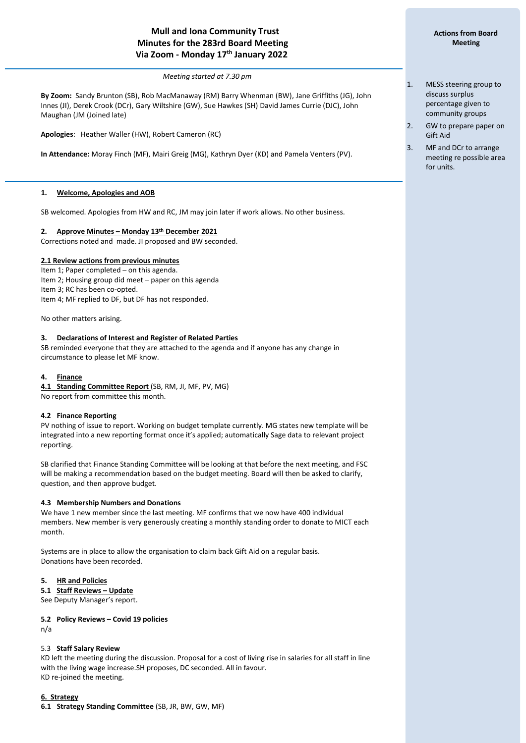# Mull and Iona Community Trust
## Minutes for the 283rd Board Meeting
## Via Zoom - Monday 17th January 2022

*Meeting started at 7.30 pm*

**By Zoom:** Sandy Brunton (SB), Rob MacManaway (RM) Barry Whenman (BW), Jane Griffiths (JG), John Innes (JI), Derek Crook (DCr), Gary Wiltshire (GW), Sue Hawkes (SH) David James Currie (DJC), John Maughan (JM (Joined late)

**Apologies**: Heather Waller (HW), Robert Cameron (RC)

**In Attendance:** Moray Finch (MF), Mairi Greig (MG), Kathryn Dyer (KD) and Pamela Venters (PV).

**Actions from Board Meeting**

1. MESS steering group to discuss surplus percentage given to community groups
2. GW to prepare paper on Gift Aid
3. MF and DCr to arrange meeting re possible area for units.

### 1. Welcome, Apologies and AOB

SB welcomed. Apologies from HW and RC, JM may join later if work allows. No other business.

### 2. Approve Minutes – Monday 13th December 2021

Corrections noted and made. JI proposed and BW seconded.

**2.1 Review actions from previous minutes**

Item 1; Paper completed – on this agenda.
Item 2; Housing group did meet – paper on this agenda
Item 3; RC has been co-opted.
Item 4; MF replied to DF, but DF has not responded.

No other matters arising.

### 3. Declarations of Interest and Register of Related Parties

SB reminded everyone that they are attached to the agenda and if anyone has any change in circumstance to please let MF know.

### 4. Finance

**4.1 Standing Committee Report** (SB, RM, JI, MF, PV, MG)
No report from committee this month.

**4.2 Finance Reporting**

PV nothing of issue to report. Working on budget template currently. MG states new template will be integrated into a new reporting format once it's applied; automatically Sage data to relevant project reporting.

SB clarified that Finance Standing Committee will be looking at that before the next meeting, and FSC will be making a recommendation based on the budget meeting. Board will then be asked to clarify, question, and then approve budget.

**4.3 Membership Numbers and Donations**

We have 1 new member since the last meeting. MF confirms that we now have 400 individual members. New member is very generously creating a monthly standing order to donate to MICT each month.

Systems are in place to allow the organisation to claim back Gift Aid on a regular basis.
Donations have been recorded.

### 5. HR and Policies

**5.1 Staff Reviews – Update**
See Deputy Manager's report.

**5.2 Policy Reviews – Covid 19 policies**
n/a

5.3 **Staff Salary Review**
KD left the meeting during the discussion. Proposal for a cost of living rise in salaries for all staff in line with the living wage increase.SH proposes, DC seconded. All in favour.
KD re-joined the meeting.

### 6. Strategy

**6.1 Strategy Standing Committee** (SB, JR, BW, GW, MF)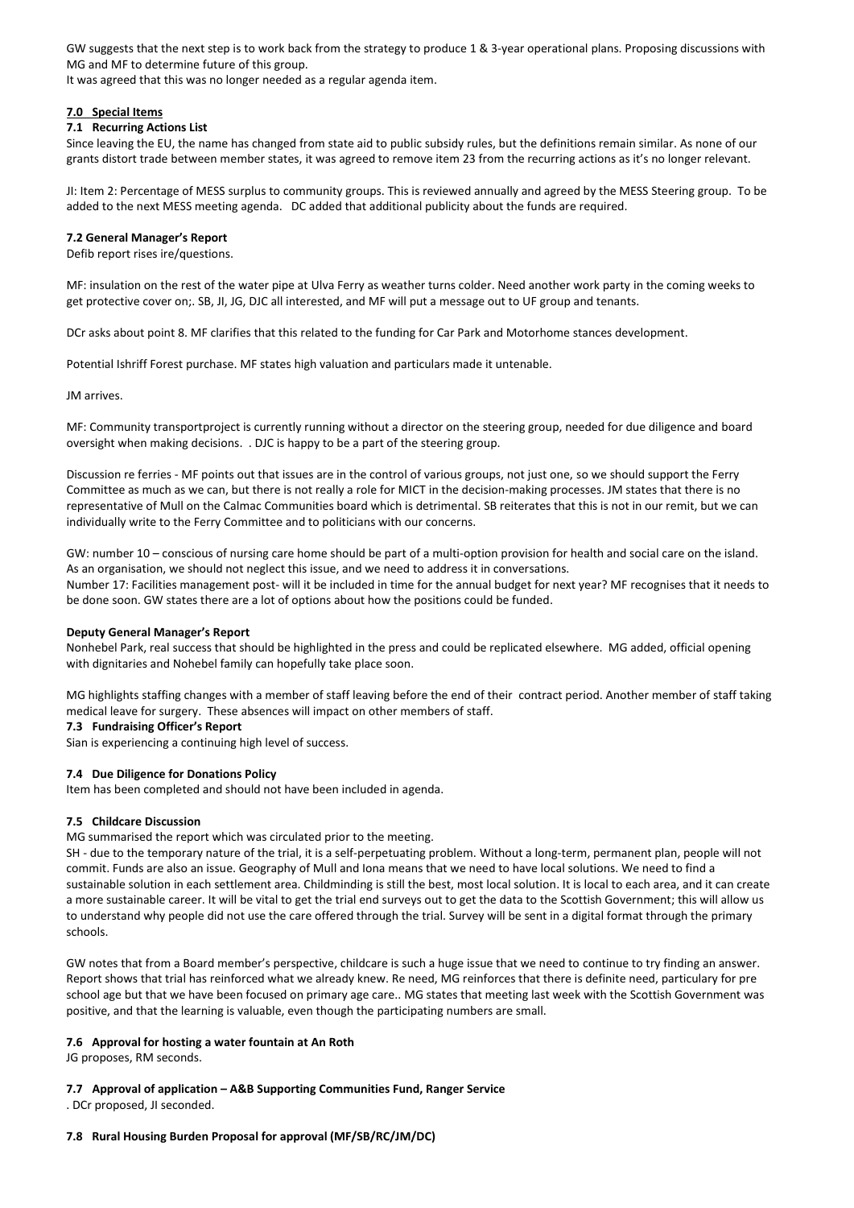GW suggests that the next step is to work back from the strategy to produce 1 & 3-year operational plans. Proposing discussions with MG and MF to determine future of this group.
It was agreed that this was no longer needed as a regular agenda item.

## 7.0 Special Items

### 7.1 Recurring Actions List

Since leaving the EU, the name has changed from state aid to public subsidy rules, but the definitions remain similar. As none of our grants distort trade between member states, it was agreed to remove item 23 from the recurring actions as it's no longer relevant.

JI: Item 2: Percentage of MESS surplus to community groups. This is reviewed annually and agreed by the MESS Steering group. To be added to the next MESS meeting agenda. DC added that additional publicity about the funds are required.

### 7.2 General Manager's Report

Defib report rises ire/questions.

MF: insulation on the rest of the water pipe at Ulva Ferry as weather turns colder. Need another work party in the coming weeks to get protective cover on;. SB, JI, JG, DJC all interested, and MF will put a message out to UF group and tenants.

DCr asks about point 8. MF clarifies that this related to the funding for Car Park and Motorhome stances development.

Potential Ishriff Forest purchase. MF states high valuation and particulars made it untenable.

JM arrives.

MF: Community transportproject is currently running without a director on the steering group, needed for due diligence and board oversight when making decisions. . DJC is happy to be a part of the steering group.

Discussion re ferries - MF points out that issues are in the control of various groups, not just one, so we should support the Ferry Committee as much as we can, but there is not really a role for MICT in the decision-making processes. JM states that there is no representative of Mull on the Calmac Communities board which is detrimental. SB reiterates that this is not in our remit, but we can individually write to the Ferry Committee and to politicians with our concerns.

GW: number 10 – conscious of nursing care home should be part of a multi-option provision for health and social care on the island. As an organisation, we should not neglect this issue, and we need to address it in conversations.
Number 17: Facilities management post- will it be included in time for the annual budget for next year? MF recognises that it needs to be done soon. GW states there are a lot of options about how the positions could be funded.

### Deputy General Manager's Report

Nonhebel Park, real success that should be highlighted in the press and could be replicated elsewhere. MG added, official opening with dignitaries and Nohebel family can hopefully take place soon.

MG highlights staffing changes with a member of staff leaving before the end of their contract period. Another member of staff taking medical leave for surgery. These absences will impact on other members of staff.

### 7.3 Fundraising Officer's Report

Sian is experiencing a continuing high level of success.

### 7.4 Due Diligence for Donations Policy

Item has been completed and should not have been included in agenda.

### 7.5 Childcare Discussion

MG summarised the report which was circulated prior to the meeting.
SH - due to the temporary nature of the trial, it is a self-perpetuating problem. Without a long-term, permanent plan, people will not commit. Funds are also an issue. Geography of Mull and Iona means that we need to have local solutions. We need to find a sustainable solution in each settlement area. Childminding is still the best, most local solution. It is local to each area, and it can create a more sustainable career. It will be vital to get the trial end surveys out to get the data to the Scottish Government; this will allow us to understand why people did not use the care offered through the trial. Survey will be sent in a digital format through the primary schools.

GW notes that from a Board member's perspective, childcare is such a huge issue that we need to continue to try finding an answer. Report shows that trial has reinforced what we already knew. Re need, MG reinforces that there is definite need, particulary for pre school age but that we have been focused on primary age care.. MG states that meeting last week with the Scottish Government was positive, and that the learning is valuable, even though the participating numbers are small.

### 7.6 Approval for hosting a water fountain at An Roth

JG proposes, RM seconds.

### 7.7 Approval of application – A&B Supporting Communities Fund, Ranger Service

. DCr proposed, JI seconded.

### 7.8 Rural Housing Burden Proposal for approval (MF/SB/RC/JM/DC)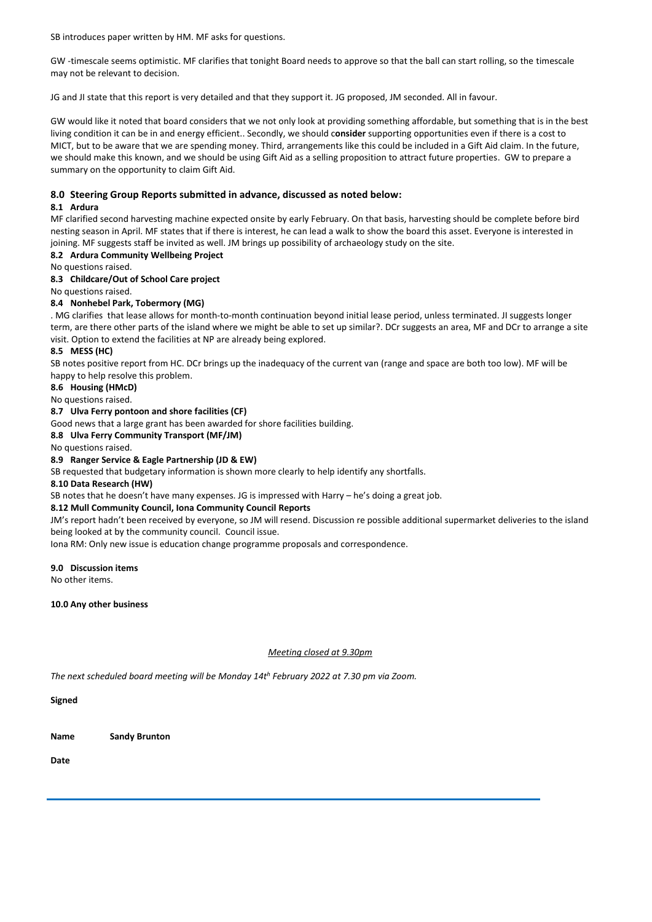SB introduces paper written by HM. MF asks for questions.

GW -timescale seems optimistic. MF clarifies that tonight Board needs to approve so that the ball can start rolling, so the timescale may not be relevant to decision.

JG and JI state that this report is very detailed and that they support it. JG proposed, JM seconded. All in favour.

GW would like it noted that board considers that we not only look at providing something affordable, but something that is in the best living condition it can be in and energy efficient.. Secondly, we should c**onsider** supporting opportunities even if there is a cost to MICT, but to be aware that we are spending money. Third, arrangements like this could be included in a Gift Aid claim. In the future, we should make this known, and we should be using Gift Aid as a selling proposition to attract future properties. GW to prepare a summary on the opportunity to claim Gift Aid.

### 8.0 Steering Group Reports submitted in advance, discussed as noted below:

**8.1 Ardura**

MF clarified second harvesting machine expected onsite by early February. On that basis, harvesting should be complete before bird nesting season in April. MF states that if there is interest, he can lead a walk to show the board this asset. Everyone is interested in joining. MF suggests staff be invited as well. JM brings up possibility of archaeology study on the site.

**8.2 Ardura Community Wellbeing Project**

No questions raised.

**8.3 Childcare/Out of School Care project**

No questions raised.

**8.4 Nonhebel Park, Tobermory (MG)**

. MG clarifies that lease allows for month-to-month continuation beyond initial lease period, unless terminated. JI suggests longer term, are there other parts of the island where we might be able to set up similar?. DCr suggests an area, MF and DCr to arrange a site visit. Option to extend the facilities at NP are already being explored.

**8.5 MESS (HC)**

SB notes positive report from HC. DCr brings up the inadequacy of the current van (range and space are both too low). MF will be happy to help resolve this problem.

**8.6 Housing (HMcD)**

No questions raised.

**8.7 Ulva Ferry pontoon and shore facilities (CF)**

Good news that a large grant has been awarded for shore facilities building.

**8.8 Ulva Ferry Community Transport (MF/JM)**

No questions raised.

**8.9 Ranger Service & Eagle Partnership (JD & EW)**

SB requested that budgetary information is shown more clearly to help identify any shortfalls.

**8.10 Data Research (HW)**

SB notes that he doesn't have many expenses. JG is impressed with Harry – he's doing a great job.

**8.12 Mull Community Council, Iona Community Council Reports**

JM's report hadn't been received by everyone, so JM will resend. Discussion re possible additional supermarket deliveries to the island being looked at by the community council. Council issue.

Iona RM: Only new issue is education change programme proposals and correspondence.

**9.0 Discussion items**

No other items.

**10.0 Any other business**

*Meeting closed at 9.30pm*

*The next scheduled board meeting will be Monday 14th February 2022 at 7.30 pm via Zoom.*

**Signed**

**Name** **Sandy Brunton**

**Date**